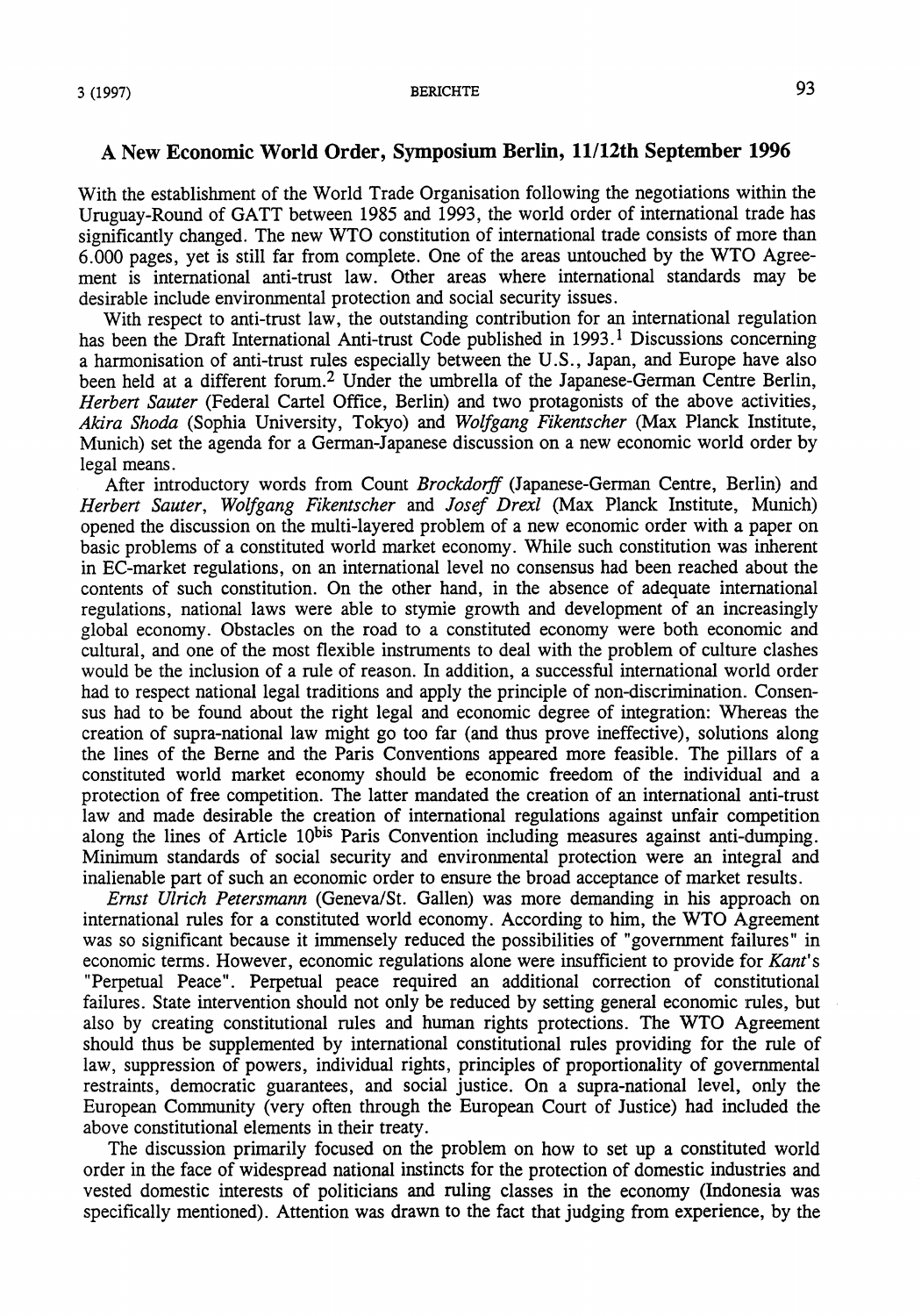## A New Economic World Order, Symposium Berlin, 11/12th September 1996

With the establishment of the World Trade Organisation following the negotiations within the Uruguay-Round of GATT between 1985 and 1993, the world order of international trade has significantly changed. The new WTO constitution of international trade consists of more than 6.000 pages, yet is still far from complete. One of the areas untouched by the WTO Agreement is international anti-trust law. Other areas where international standards may be desirable include environmental protection and social security issues.

With respect to anti-trust law, the outstanding contribution for an international regulation has been the Draft International Anti-trust Code published in 1993.[1] Discussions concerning a harmonisation of anti-trust rules especially between the U.S., Japan, and Europe have also been held at a different forum.[2] Under the umbrella of the Japanese-German Centre Berlin, *Herbert Sauter* (Federal Cartel Office, Berlin) and two protagonists of the above activities, *Akira Shoda* (Sophia University, Tokyo) and *Wolfgang Fikentscher* (Max Planck Institute, Munich) set the agenda for a German-Japanese discussion on a new economic world order by legal means.

After introductory words from Count *Brockdorff* (Japanese-German Centre, Berlin) and *Herbert Sauter*, *Wolfgang Fikentscher* and *Josef Drexl* (Max Planck Institute, Munich) opened the discussion on the multi-layered problem of a new economic order with a paper on basic problems of a constituted world market economy. While such constitution was inherent in EC-market regulations, on an international level no consensus had been reached about the contents of such constitution. On the other hand, in the absence of adequate international regulations, national laws were able to stymie growth and development of an increasingly global economy. Obstacles on the road to a constituted economy were both economic and cultural, and one of the most flexible instruments to deal with the problem of culture clashes would be the inclusion of a rule of reason. In addition, a successful international world order had to respect national legal traditions and apply the principle of non-discrimination. Consensus had to be found about the right legal and economic degree of integration: Whereas the creation of supra-national law might go too far (and thus prove ineffective), solutions along the lines of the Berne and the Paris Conventions appeared more feasible. The pillars of a constituted world market economy should be economic freedom of the individual and a protection of free competition. The latter mandated the creation of an international anti-trust law and made desirable the creation of international regulations against unfair competition along the lines of Article 10^bis Paris Convention including measures against anti-dumping. Minimum standards of social security and environmental protection were an integral and inalienable part of such an economic order to ensure the broad acceptance of market results.

*Ernst Ulrich Petersmann* (Geneva/St. Gallen) was more demanding in his approach on international rules for a constituted world economy. According to him, the WTO Agreement was so significant because it immensely reduced the possibilities of "government failures" in economic terms. However, economic regulations alone were insufficient to provide for *Kant*'s "Perpetual Peace". Perpetual peace required an additional correction of constitutional failures. State intervention should not only be reduced by setting general economic rules, but also by creating constitutional rules and human rights protections. The WTO Agreement should thus be supplemented by international constitutional rules providing for the rule of law, suppression of powers, individual rights, principles of proportionality of governmental restraints, democratic guarantees, and social justice. On a supra-national level, only the European Community (very often through the European Court of Justice) had included the above constitutional elements in their treaty.

The discussion primarily focused on the problem on how to set up a constituted world order in the face of widespread national instincts for the protection of domestic industries and vested domestic interests of politicians and ruling classes in the economy (Indonesia was specifically mentioned). Attention was drawn to the fact that judging from experience, by the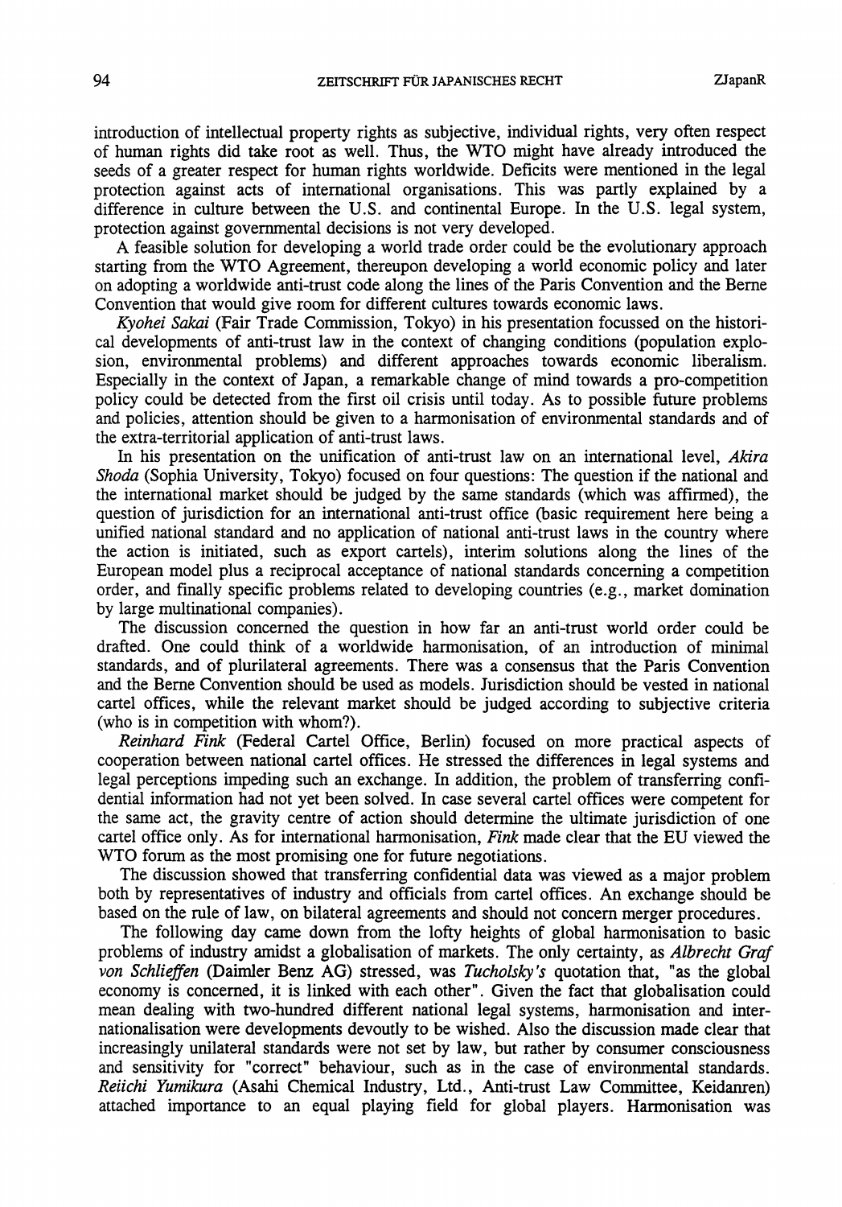introduction of intellectual property rights as subjective, individual rights, very often respect of human rights did take root as well. Thus, the WTO might have already introduced the seeds of a greater respect for human rights worldwide. Deficits were mentioned in the legal protection against acts of international organisations. This was partly explained by a difference in culture between the U.S. and continental Europe. In the U.S. legal system, protection against governmental decisions is not very developed.

A feasible solution for developing a world trade order could be the evolutionary approach starting from the WTO Agreement, thereupon developing a world economic policy and later on adopting a worldwide anti-trust code along the lines of the Paris Convention and the Berne Convention that would give room for different cultures towards economic laws.

*Kyohei Sakai* (Fair Trade Commission, Tokyo) in his presentation focussed on the historical developments of anti-trust law in the context of changing conditions (population explosion, environmental problems) and different approaches towards economic liberalism. Especially in the context of Japan, a remarkable change of mind towards a pro-competition policy could be detected from the first oil crisis until today. As to possible future problems and policies, attention should be given to a harmonisation of environmental standards and of the extra-territorial application of anti-trust laws.

In his presentation on the unification of anti-trust law on an international level, *Akira Shoda* (Sophia University, Tokyo) focused on four questions: The question if the national and the international market should be judged by the same standards (which was affirmed), the question of jurisdiction for an international anti-trust office (basic requirement here being a unified national standard and no application of national anti-trust laws in the country where the action is initiated, such as export cartels), interim solutions along the lines of the European model plus a reciprocal acceptance of national standards concerning a competition order, and finally specific problems related to developing countries (e.g., market domination by large multinational companies).

The discussion concerned the question in how far an anti-trust world order could be drafted. One could think of a worldwide harmonisation, of an introduction of minimal standards, and of plurilateral agreements. There was a consensus that the Paris Convention and the Berne Convention should be used as models. Jurisdiction should be vested in national cartel offices, while the relevant market should be judged according to subjective criteria (who is in competition with whom?).

*Reinhard Fink* (Federal Cartel Office, Berlin) focused on more practical aspects of cooperation between national cartel offices. He stressed the differences in legal systems and legal perceptions impeding such an exchange. In addition, the problem of transferring confidential information had not yet been solved. In case several cartel offices were competent for the same act, the gravity centre of action should determine the ultimate jurisdiction of one cartel office only. As for international harmonisation, *Fink* made clear that the EU viewed the WTO forum as the most promising one for future negotiations.

The discussion showed that transferring confidential data was viewed as a major problem both by representatives of industry and officials from cartel offices. An exchange should be based on the rule of law, on bilateral agreements and should not concern merger procedures.

The following day came down from the lofty heights of global harmonisation to basic problems of industry amidst a globalisation of markets. The only certainty, as *Albrecht Graf von Schlieffen* (Daimler Benz AG) stressed, was *Tucholsky's* quotation that, "as the global economy is concerned, it is linked with each other". Given the fact that globalisation could mean dealing with two-hundred different national legal systems, harmonisation and internationalisation were developments devoutly to be wished. Also the discussion made clear that increasingly unilateral standards were not set by law, but rather by consumer consciousness and sensitivity for "correct" behaviour, such as in the case of environmental standards. *Reiichi Yumikura* (Asahi Chemical Industry, Ltd., Anti-trust Law Committee, Keidanren) attached importance to an equal playing field for global players. Harmonisation was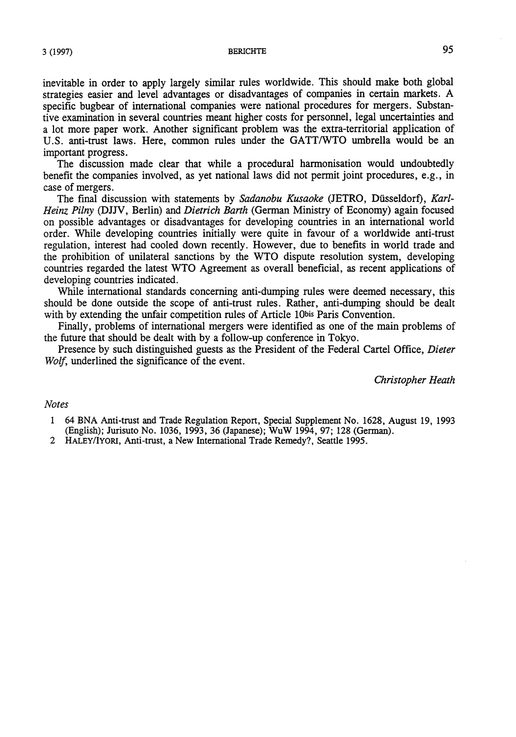inevitable in order to apply largely similar rules worldwide. This should make both global strategies easier and level advantages or disadvantages of companies in certain markets. A specific bugbear of international companies were national procedures for mergers. Substantive examination in several countries meant higher costs for personnel, legal uncertainties and a lot more paper work. Another significant problem was the extra-territorial application of U.S. anti-trust laws. Here, common rules under the GATT/WTO umbrella would be an important progress.

The discussion made clear that while a procedural harmonisation would undoubtedly benefit the companies involved, as yet national laws did not permit joint procedures, e.g., in case of mergers.

The final discussion with statements by *Sadanobu Kusaoke* (JETRO, Düsseldorf), *Karl-Heinz Pilny* (DJJV, Berlin) and *Dietrich Barth* (German Ministry of Economy) again focused on possible advantages or disadvantages for developing countries in an international world order. While developing countries initially were quite in favour of a worldwide anti-trust regulation, interest had cooled down recently. However, due to benefits in world trade and the prohibition of unilateral sanctions by the WTO dispute resolution system, developing countries regarded the latest WTO Agreement as overall beneficial, as recent applications of developing countries indicated.

While international standards concerning anti-dumping rules were deemed necessary, this should be done outside the scope of anti-trust rules. Rather, anti-dumping should be dealt with by extending the unfair competition rules of Article 10bis Paris Convention.

Finally, problems of international mergers were identified as one of the main problems of the future that should be dealt with by a follow-up conference in Tokyo.

Presence by such distinguished guests as the President of the Federal Cartel Office, *Dieter Wolf*, underlined the significance of the event.

*Christopher Heath*

*Notes*

1 64 BNA Anti-trust and Trade Regulation Report, Special Supplement No. 1628, August 19, 1993 (English); Jurisuto No. 1036, 1993, 36 (Japanese); WuW 1994, 97; 128 (German).

2 HALEY/IYORI, Anti-trust, a New International Trade Remedy?, Seattle 1995.